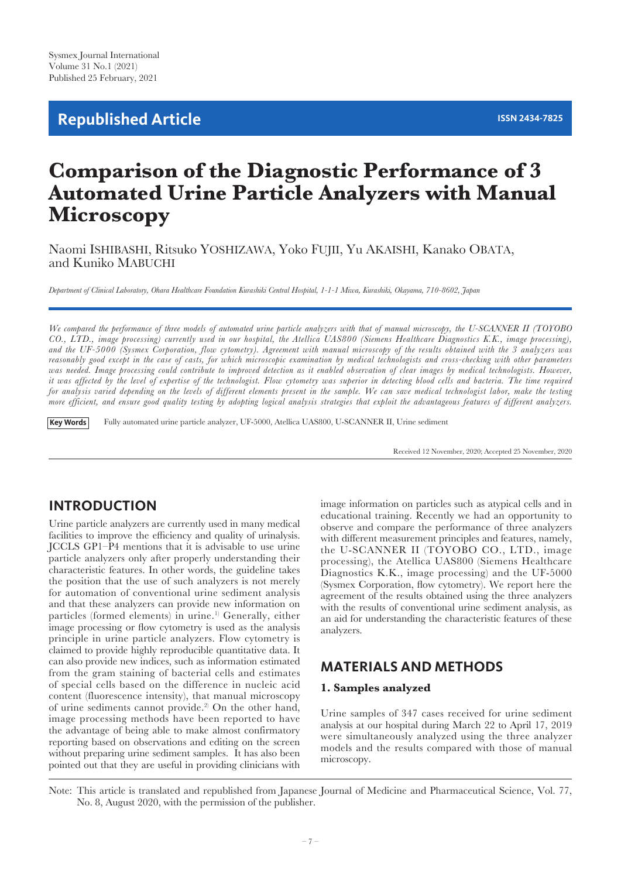Sysmex Journal International
Volume 31 No.1 (2021)
Published 25 February, 2021

**Republished Article** ISSN 2434-7825

# Comparison of the Diagnostic Performance of 3 Automated Urine Particle Analyzers with Manual Microscopy

Naomi ISHIBASHI, Ritsuko YOSHIZAWA, Yoko FUJII, Yu AKAISHI, Kanako OBATA, and Kuniko MABUCHI

*Department of Clinical Laboratory, Ohara Healthcare Foundation Kurashiki Central Hospital, 1-1-1 Miwa, Kurashiki, Okayama, 710-8602, Japan*

*We compared the performance of three models of automated urine particle analyzers with that of manual microscopy, the U-SCANNER II (TOYOBO CO., LTD., image processing) currently used in our hospital, the Atellica UAS800 (Siemens Healthcare Diagnostics K.K., image processing), and the UF-5000 (Sysmex Corporation, flow cytometry). Agreement with manual microscopy of the results obtained with the 3 analyzers was reasonably good except in the case of casts, for which microscopic examination by medical technologists and cross-checking with other parameters was needed. Image processing could contribute to improved detection as it enabled observation of clear images by medical technologists. However, it was affected by the level of expertise of the technologist. Flow cytometry was superior in detecting blood cells and bacteria. The time required for analysis varied depending on the levels of different elements present in the sample. We can save medical technologist labor, make the testing more efficient, and ensure good quality testing by adopting logical analysis strategies that exploit the advantageous features of different analyzers.*

**Key Words** Fully automated urine particle analyzer, UF-5000, Atellica UAS800, U-SCANNER II, Urine sediment

Received 12 November, 2020; Accepted 25 November, 2020

## INTRODUCTION

Urine particle analyzers are currently used in many medical facilities to improve the efficiency and quality of urinalysis. JCCLS GP1–P4 mentions that it is advisable to use urine particle analyzers only after properly understanding their characteristic features. In other words, the guideline takes the position that the use of such analyzers is not merely for automation of conventional urine sediment analysis and that these analyzers can provide new information on particles (formed elements) in urine.[1] Generally, either image processing or flow cytometry is used as the analysis principle in urine particle analyzers. Flow cytometry is claimed to provide highly reproducible quantitative data. It can also provide new indices, such as information estimated from the gram staining of bacterial cells and estimates of special cells based on the difference in nucleic acid content (fluorescence intensity), that manual microscopy of urine sediments cannot provide.[2] On the other hand, image processing methods have been reported to have the advantage of being able to make almost confirmatory reporting based on observations and editing on the screen without preparing urine sediment samples. It has also been pointed out that they are useful in providing clinicians with image information on particles such as atypical cells and in educational training. Recently we had an opportunity to observe and compare the performance of three analyzers with different measurement principles and features, namely, the U-SCANNER II (TOYOBO CO., LTD., image processing), the Atellica UAS800 (Siemens Healthcare Diagnostics K.K., image processing) and the UF-5000 (Sysmex Corporation, flow cytometry). We report here the agreement of the results obtained using the three analyzers with the results of conventional urine sediment analysis, as an aid for understanding the characteristic features of these analyzers.

## MATERIALS AND METHODS

### 1. Samples analyzed

Urine samples of 347 cases received for urine sediment analysis at our hospital during March 22 to April 17, 2019 were simultaneously analyzed using the three analyzer models and the results compared with those of manual microscopy.

Note: This article is translated and republished from Japanese Journal of Medicine and Pharmaceutical Science, Vol. 77, No. 8, August 2020, with the permission of the publisher.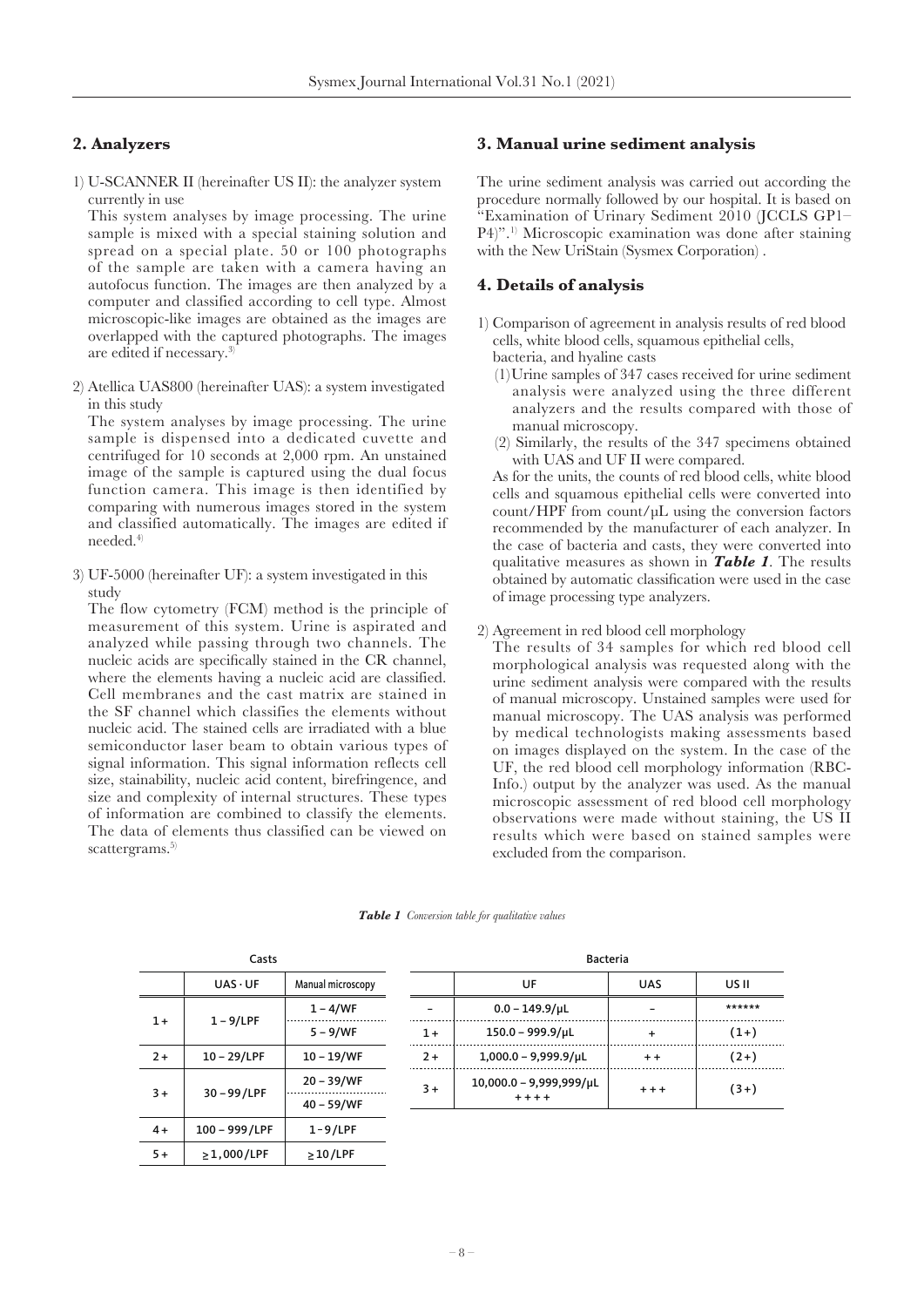## 2. Analyzers

1) U-SCANNER II (hereinafter US II): the analyzer system currently in use

This system analyses by image processing. The urine sample is mixed with a special staining solution and spread on a special plate. 50 or 100 photographs of the sample are taken with a camera having an autofocus function. The images are then analyzed by a computer and classified according to cell type. Almost microscopic-like images are obtained as the images are overlapped with the captured photographs. The images are edited if necessary.[3]

2) Atellica UAS800 (hereinafter UAS): a system investigated in this study

The system analyses by image processing. The urine sample is dispensed into a dedicated cuvette and centrifuged for 10 seconds at 2,000 rpm. An unstained image of the sample is captured using the dual focus function camera. This image is then identified by comparing with numerous images stored in the system and classified automatically. The images are edited if needed.[4]

3) UF-5000 (hereinafter UF): a system investigated in this study

The flow cytometry (FCM) method is the principle of measurement of this system. Urine is aspirated and analyzed while passing through two channels. The nucleic acids are specifically stained in the CR channel, where the elements having a nucleic acid are classified. Cell membranes and the cast matrix are stained in the SF channel which classifies the elements without nucleic acid. The stained cells are irradiated with a blue semiconductor laser beam to obtain various types of signal information. This signal information reflects cell size, stainability, nucleic acid content, birefringence, and size and complexity of internal structures. These types of information are combined to classify the elements. The data of elements thus classified can be viewed on scattergrams.[5]

## 3. Manual urine sediment analysis

The urine sediment analysis was carried out according the procedure normally followed by our hospital. It is based on "Examination of Urinary Sediment 2010 (JCCLS GP1–P4)".[1] Microscopic examination was done after staining with the New UriStain (Sysmex Corporation) .

## 4. Details of analysis

1) Comparison of agreement in analysis results of red blood cells, white blood cells, squamous epithelial cells, bacteria, and hyaline casts

(1) Urine samples of 347 cases received for urine sediment analysis were analyzed using the three different analyzers and the results compared with those of manual microscopy.

(2) Similarly, the results of the 347 specimens obtained with UAS and UF II were compared.

As for the units, the counts of red blood cells, white blood cells and squamous epithelial cells were converted into count/HPF from count/μL using the conversion factors recommended by the manufacturer of each analyzer. In the case of bacteria and casts, they were converted into qualitative measures as shown in ***Table 1***. The results obtained by automatic classification were used in the case of image processing type analyzers.

2) Agreement in red blood cell morphology

The results of 34 samples for which red blood cell morphological analysis was requested along with the urine sediment analysis were compared with the results of manual microscopy. Unstained samples were used for manual microscopy. The UAS analysis was performed by medical technologists making assessments based on images displayed on the system. In the case of the UF, the red blood cell morphology information (RBC-Info.) output by the analyzer was used. As the manual microscopic assessment of red blood cell morphology observations were made without staining, the US II results which were based on stained samples were excluded from the comparison.

***Table 1*** *Conversion table for qualitative values*

**Casts**

| | UAS · UF | Manual microscopy |
|---|---|---|
| 1+ | 1 – 9/LPF | 1 – 4/WF |
| | | 5 – 9/WF |
| 2+ | 10 – 29/LPF | 10 – 19/WF |
| 3+ | 30 – 99/LPF | 20 – 39/WF |
| | | 40 – 59/WF |
| 4+ | 100 – 999/LPF | 1 – 9/LPF |
| 5+ | ≥ 1,000/LPF | ≥ 10/LPF |

**Bacteria**

| | UF | UAS | US II |
|---|---|---|---|
| – | 0.0 – 149.9/μL | – | ****** |
| 1+ | 150.0 – 999.9/μL | + | (1+) |
| 2+ | 1,000.0 – 9,999.9/μL | ++ | (2+) |
| 3+ | 10,000.0 – 9,999,999/μL ++++ | +++ | (3+) |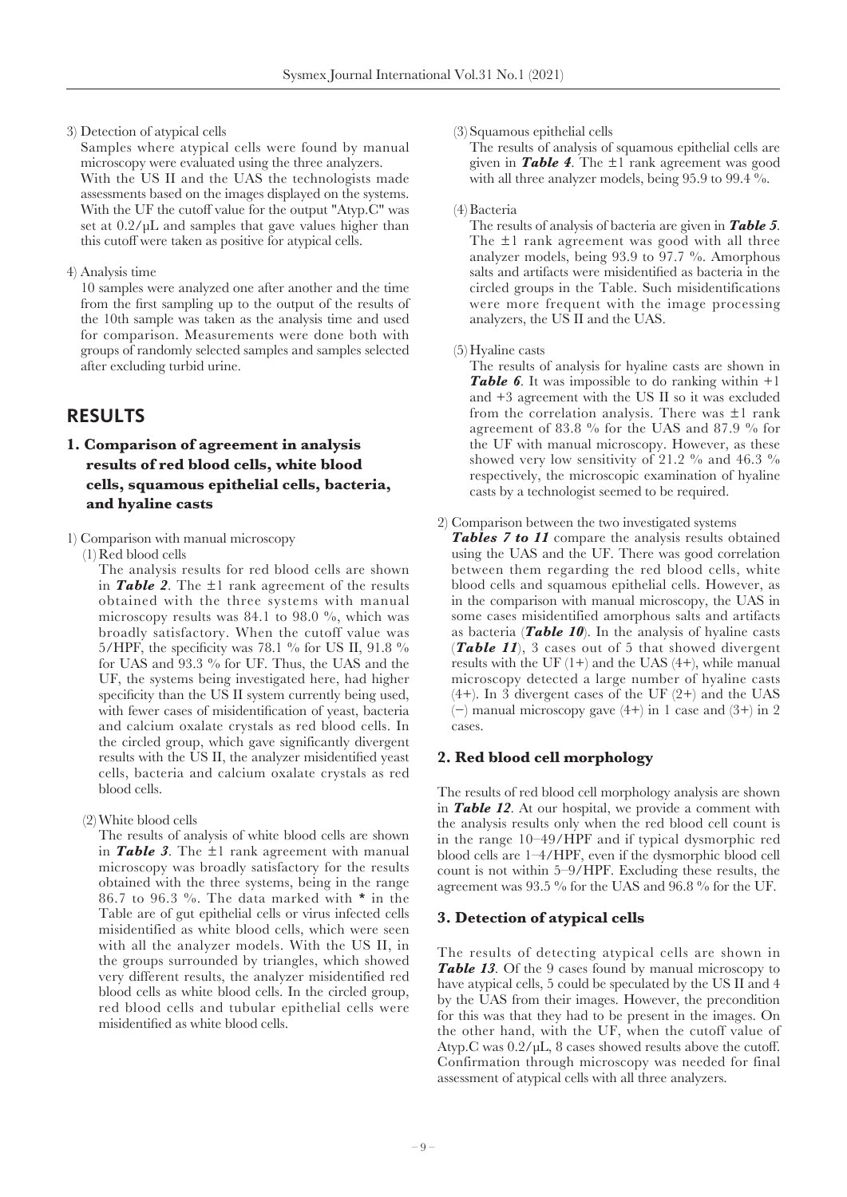3) Detection of atypical cells

Samples where atypical cells were found by manual microscopy were evaluated using the three analyzers. With the US II and the UAS the technologists made assessments based on the images displayed on the systems. With the UF the cutoff value for the output "Atyp.C" was set at 0.2/μL and samples that gave values higher than this cutoff were taken as positive for atypical cells.

4) Analysis time

10 samples were analyzed one after another and the time from the first sampling up to the output of the results of the 10th sample was taken as the analysis time and used for comparison. Measurements were done both with groups of randomly selected samples and samples selected after excluding turbid urine.

# RESULTS

## 1. Comparison of agreement in analysis results of red blood cells, white blood cells, squamous epithelial cells, bacteria, and hyaline casts

1) Comparison with manual microscopy

(1) Red blood cells

The analysis results for red blood cells are shown in ***Table 2***. The ±1 rank agreement of the results obtained with the three systems with manual microscopy results was 84.1 to 98.0 %, which was broadly satisfactory. When the cutoff value was 5/HPF, the specificity was 78.1 % for US II, 91.8 % for UAS and 93.3 % for UF. Thus, the UAS and the UF, the systems being investigated here, had higher specificity than the US II system currently being used, with fewer cases of misidentification of yeast, bacteria and calcium oxalate crystals as red blood cells. In the circled group, which gave significantly divergent results with the US II, the analyzer misidentified yeast cells, bacteria and calcium oxalate crystals as red blood cells.

(2) White blood cells

The results of analysis of white blood cells are shown in ***Table 3***. The ±1 rank agreement with manual microscopy was broadly satisfactory for the results obtained with the three systems, being in the range 86.7 to 96.3 %. The data marked with * in the Table are of gut epithelial cells or virus infected cells misidentified as white blood cells, which were seen with all the analyzer models. With the US II, in the groups surrounded by triangles, which showed very different results, the analyzer misidentified red blood cells as white blood cells. In the circled group, red blood cells and tubular epithelial cells were misidentified as white blood cells.

(3) Squamous epithelial cells

The results of analysis of squamous epithelial cells are given in ***Table 4***. The ±1 rank agreement was good with all three analyzer models, being 95.9 to 99.4 %.

(4) Bacteria

The results of analysis of bacteria are given in ***Table 5***. The ±1 rank agreement was good with all three analyzer models, being 93.9 to 97.7 %. Amorphous salts and artifacts were misidentified as bacteria in the circled groups in the Table. Such misidentifications were more frequent with the image processing analyzers, the US II and the UAS.

(5) Hyaline casts

The results of analysis for hyaline casts are shown in ***Table 6***. It was impossible to do ranking within +1 and +3 agreement with the US II so it was excluded from the correlation analysis. There was ±1 rank agreement of 83.8 % for the UAS and 87.9 % for the UF with manual microscopy. However, as these showed very low sensitivity of 21.2 % and 46.3 % respectively, the microscopic examination of hyaline casts by a technologist seemed to be required.

2) Comparison between the two investigated systems

***Tables 7 to 11*** compare the analysis results obtained using the UAS and the UF. There was good correlation between them regarding the red blood cells, white blood cells and squamous epithelial cells. However, as in the comparison with manual microscopy, the UAS in some cases misidentified amorphous salts and artifacts as bacteria (***Table 10***). In the analysis of hyaline casts (***Table 11***), 3 cases out of 5 that showed divergent results with the UF (1+) and the UAS (4+), while manual microscopy detected a large number of hyaline casts (4+). In 3 divergent cases of the UF (2+) and the UAS (−) manual microscopy gave (4+) in 1 case and (3+) in 2 cases.

## 2. Red blood cell morphology

The results of red blood cell morphology analysis are shown in ***Table 12***. At our hospital, we provide a comment with the analysis results only when the red blood cell count is in the range 10–49/HPF and if typical dysmorphic red blood cells are 1–4/HPF, even if the dysmorphic blood cell count is not within 5–9/HPF. Excluding these results, the agreement was 93.5 % for the UAS and 96.8 % for the UF.

## 3. Detection of atypical cells

The results of detecting atypical cells are shown in ***Table 13***. Of the 9 cases found by manual microscopy to have atypical cells, 5 could be speculated by the US II and 4 by the UAS from their images. However, the precondition for this was that they had to be present in the images. On the other hand, with the UF, when the cutoff value of Atyp.C was 0.2/μL, 8 cases showed results above the cutoff. Confirmation through microscopy was needed for final assessment of atypical cells with all three analyzers.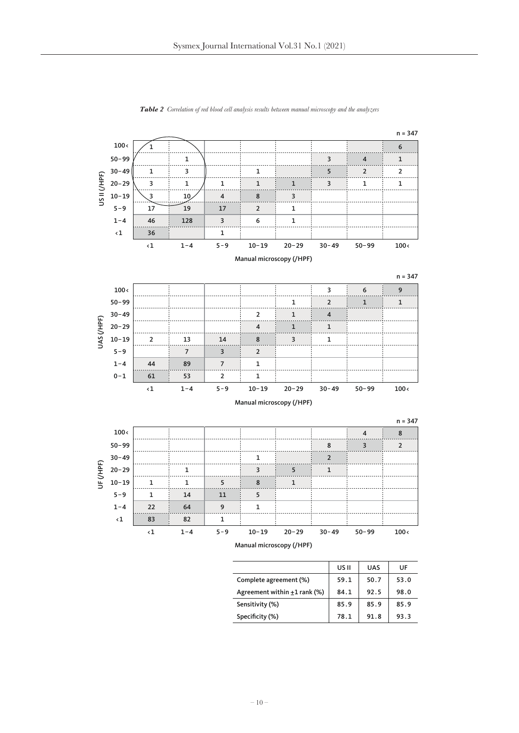***Table 2** Correlation of red blood cell analysis results between manual microscopy and the analyzers*

n = 347

| US II (/HPF) | <1 | 1–4 | 5–9 | 10–19 | 20–29 | 30–49 | 50–99 | 100< |
|---|---|---|---|---|---|---|---|---|
| 100< | 1 | | | | | | | 6 |
| 50–99 | | 1 | | | | 3 | 4 | 1 |
| 30–49 | 1 | 3 | | 1 | | 5 | 2 | 2 |
| 20–29 | 3 | 1 | 1 | 1 | 1 | 3 | 1 | 1 |
| 10–19 | 3 | 10 | 4 | 8 | 3 | | | |
| 5–9 | 17 | 19 | 17 | 2 | 1 | | | |
| 1–4 | 46 | 128 | 3 | 6 | 1 | | | |
| <1 | 36 | | 1 | | | | | |

Manual microscopy (/HPF)

n = 347

| UAS (/HPF) | <1 | 1–4 | 5–9 | 10–19 | 20–29 | 30–49 | 50–99 | 100< |
|---|---|---|---|---|---|---|---|---|
| 100< | | | | | | 3 | 6 | 9 |
| 50–99 | | | | | 1 | 2 | 1 | 1 |
| 30–49 | | | | 2 | 1 | 4 | | |
| 20–29 | | | | 4 | 1 | 1 | | |
| 10–19 | 2 | 13 | 14 | 8 | 3 | 1 | | |
| 5–9 | | 7 | 3 | 2 | | | | |
| 1–4 | 44 | 89 | 7 | 1 | | | | |
| 0–1 | 61 | 53 | 2 | 1 | | | | |

Manual microscopy (/HPF)

n = 347

| UF (/HPF) | <1 | 1–4 | 5–9 | 10–19 | 20–29 | 30–49 | 50–99 | 100< |
|---|---|---|---|---|---|---|---|---|
| 100< | | | | | | | 4 | 8 |
| 50–99 | | | | | | 8 | 3 | 2 |
| 30–49 | | | | 1 | | 2 | | |
| 20–29 | | 1 | | 3 | 5 | 1 | | |
| 10–19 | 1 | 1 | 5 | 8 | 1 | | | |
| 5–9 | 1 | 14 | 11 | 5 | | | | |
| 1–4 | 22 | 64 | 9 | 1 | | | | |
| <1 | 83 | 82 | 1 | | | | | |

Manual microscopy (/HPF)

| | US II | UAS | UF |
|---|---|---|---|
| Complete agreement (%) | 59.1 | 50.7 | 53.0 |
| Agreement within ±1 rank (%) | 84.1 | 92.5 | 98.0 |
| Sensitivity (%) | 85.9 | 85.9 | 85.9 |
| Specificity (%) | 78.1 | 91.8 | 93.3 |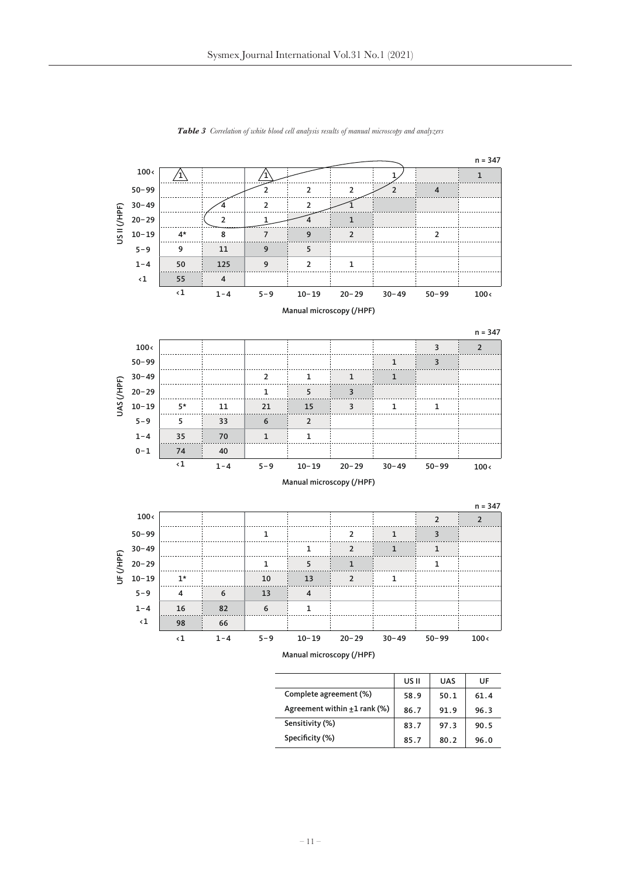***Table 3*** *Correlation of white blood cell analysis results of manual microscopy and analyzers*

n = 347

| US II (/HPF) \ Manual microscopy (/HPF) | <1 | 1–4 | 5–9 | 10–19 | 20–29 | 30–49 | 50–99 | 100< |
|---|---|---|---|---|---|---|---|---|
| 100< | 1 | | 1 | | | 1 | | 1 |
| 50–99 | | | 2 | 2 | 2 | 2 | 4 | |
| 30–49 | | 4 | 2 | 2 | 1 | | | |
| 20–29 | | 2 | 1 | 4 | 1 | | | |
| 10–19 | 4* | 8 | 7 | 9 | 2 | | 2 | |
| 5–9 | 9 | 11 | 9 | 5 | | | | |
| 1–4 | 50 | 125 | 9 | 2 | 1 | | | |
| <1 | 55 | 4 | | | | | | |

n = 347

| UAS (/HPF) \ Manual microscopy (/HPF) | <1 | 1–4 | 5–9 | 10–19 | 20–29 | 30–49 | 50–99 | 100< |
|---|---|---|---|---|---|---|---|---|
| 100< | | | | | | | 3 | 2 |
| 50–99 | | | | | | 1 | 3 | |
| 30–49 | | | 2 | 1 | 1 | 1 | | |
| 20–29 | | | 1 | 5 | 3 | | | |
| 10–19 | 5* | 11 | 21 | 15 | 3 | 1 | 1 | |
| 5–9 | 5 | 33 | 6 | 2 | | | | |
| 1–4 | 35 | 70 | 1 | 1 | | | | |
| 0–1 | 74 | 40 | | | | | | |

n = 347

| UF (/HPF) \ Manual microscopy (/HPF) | <1 | 1–4 | 5–9 | 10–19 | 20–29 | 30–49 | 50–99 | 100< |
|---|---|---|---|---|---|---|---|---|
| 100< | | | | | | | 2 | 2 |
| 50–99 | | | 1 | | 2 | 1 | 3 | |
| 30–49 | | | | 1 | 2 | 1 | 1 | |
| 20–29 | | | 1 | 5 | 1 | | 1 | |
| 10–19 | 1* | | 10 | 13 | 2 | 1 | | |
| 5–9 | 4 | 6 | 13 | 4 | | | | |
| 1–4 | 16 | 82 | 6 | 1 | | | | |
| <1 | 98 | 66 | | | | | | |

| | US II | UAS | UF |
|---|---|---|---|
| Complete agreement (%) | 58.9 | 50.1 | 61.4 |
| Agreement within ±1 rank (%) | 86.7 | 91.9 | 96.3 |
| Sensitivity (%) | 83.7 | 97.3 | 90.5 |
| Specificity (%) | 85.7 | 80.2 | 96.0 |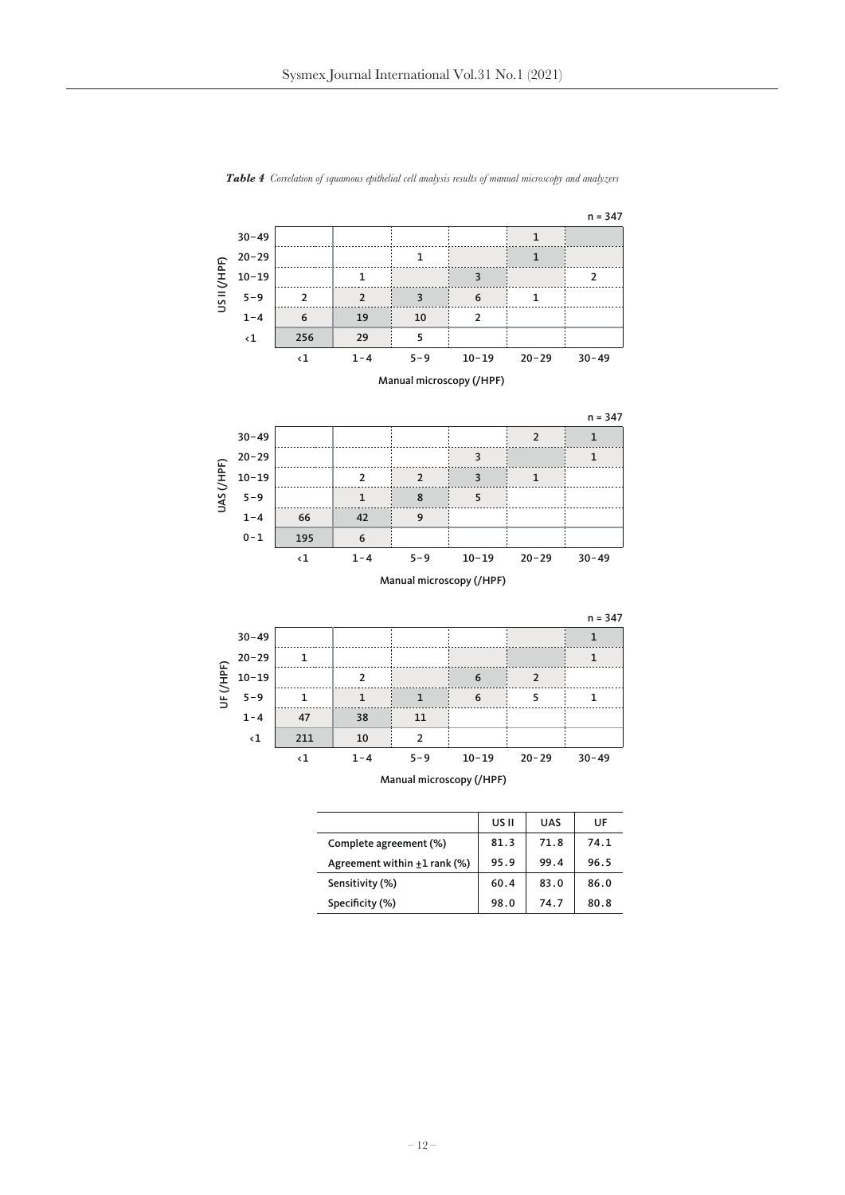***Table 4*** *Correlation of squamous epithelial cell analysis results of manual microscopy and analyzers*

n = 347

| US II (/HPF) | <1 | 1–4 | 5–9 | 10–19 | 20–29 | 30–49 |
|---|---|---|---|---|---|---|
| 30–49 | | | | | 1 | |
| 20–29 | | | 1 | | 1 | |
| 10–19 | | 1 | | 3 | | 2 |
| 5–9 | 2 | 2 | 3 | 6 | 1 | |
| 1–4 | 6 | 19 | 10 | 2 | | |
| <1 | 256 | 29 | 5 | | | |

Manual microscopy (/HPF)

n = 347

| UAS (/HPF) | <1 | 1–4 | 5–9 | 10–19 | 20–29 | 30–49 |
|---|---|---|---|---|---|---|
| 30–49 | | | | | 2 | 1 |
| 20–29 | | | | 3 | | 1 |
| 10–19 | | 2 | 2 | 3 | 1 | |
| 5–9 | | 1 | 8 | 5 | | |
| 1–4 | 66 | 42 | 9 | | | |
| 0–1 | 195 | 6 | | | | |

Manual microscopy (/HPF)

n = 347

| UF (/HPF) | <1 | 1–4 | 5–9 | 10–19 | 20–29 | 30–49 |
|---|---|---|---|---|---|---|
| 30–49 | | | | | | 1 |
| 20–29 | 1 | | | | | 1 |
| 10–19 | | 2 | | 6 | 2 | |
| 5–9 | 1 | 1 | 1 | 6 | 5 | 1 |
| 1–4 | 47 | 38 | 11 | | | |
| <1 | 211 | 10 | 2 | | | |

Manual microscopy (/HPF)

| | US II | UAS | UF |
|---|---|---|---|
| Complete agreement (%) | 81.3 | 71.8 | 74.1 |
| Agreement within ±1 rank (%) | 95.9 | 99.4 | 96.5 |
| Sensitivity (%) | 60.4 | 83.0 | 86.0 |
| Specificity (%) | 98.0 | 74.7 | 80.8 |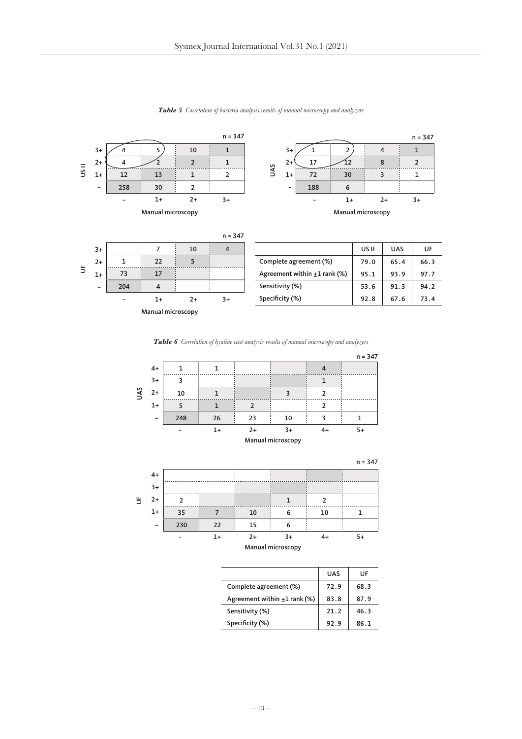***Table 5*** *Correlation of bacteria analysis results of manual microscopy and analyzers*

US II (n = 347)

| US II \ Manual microscopy | – | 1+ | 2+ | 3+ |
|---|---|---|---|---|
| 3+ | 4 | 5 | 10 | 1 |
| 2+ | 4 | 2 | 2 | 1 |
| 1+ | 12 | 13 | 1 | 2 |
| – | 258 | 30 | 2 | |

UAS (n = 347)

| UAS \ Manual microscopy | – | 1+ | 2+ | 3+ |
|---|---|---|---|---|
| 3+ | 1 | 2 | 4 | 1 |
| 2+ | 17 | 12 | 8 | 2 |
| 1+ | 72 | 30 | 3 | 1 |
| – | 188 | 6 | | |

UF (n = 347)

| UF \ Manual microscopy | – | 1+ | 2+ | 3+ |
|---|---|---|---|---|
| 3+ | | 7 | 10 | 4 |
| 2+ | 1 | 22 | 5 | |
| 1+ | 73 | 17 | | |
| – | 204 | 4 | | |

| | US II | UAS | UF |
|---|---|---|---|
| Complete agreement (%) | 79.0 | 65.4 | 66.3 |
| Agreement within ±1 rank (%) | 95.1 | 93.9 | 97.7 |
| Sensitivity (%) | 53.6 | 91.3 | 94.2 |
| Specificity (%) | 92.8 | 67.6 | 73.4 |

***Table 6*** *Correlation of hyaline cast analysis results of manual microscopy and analyzers*

UAS (n = 347)

| UAS \ Manual microscopy | – | 1+ | 2+ | 3+ | 4+ | 5+ |
|---|---|---|---|---|---|---|
| 4+ | 1 | 1 | | | 4 | |
| 3+ | 3 | | | | 1 | |
| 2+ | 10 | 1 | | 3 | 2 | |
| 1+ | 5 | 1 | 2 | | 2 | |
| – | 248 | 26 | 23 | 10 | 3 | 1 |

UF (n = 347)

| UF \ Manual microscopy | – | 1+ | 2+ | 3+ | 4+ | 5+ |
|---|---|---|---|---|---|---|
| 4+ | | | | | | |
| 3+ | | | | | | |
| 2+ | 2 | | | 1 | 2 | |
| 1+ | 35 | 7 | 10 | 6 | 10 | 1 |
| – | 230 | 22 | 15 | 6 | | |

| | UAS | UF |
|---|---|---|
| Complete agreement (%) | 72.9 | 68.3 |
| Agreement within ±1 rank (%) | 83.8 | 87.9 |
| Sensitivity (%) | 21.2 | 46.3 |
| Specificity (%) | 92.9 | 86.1 |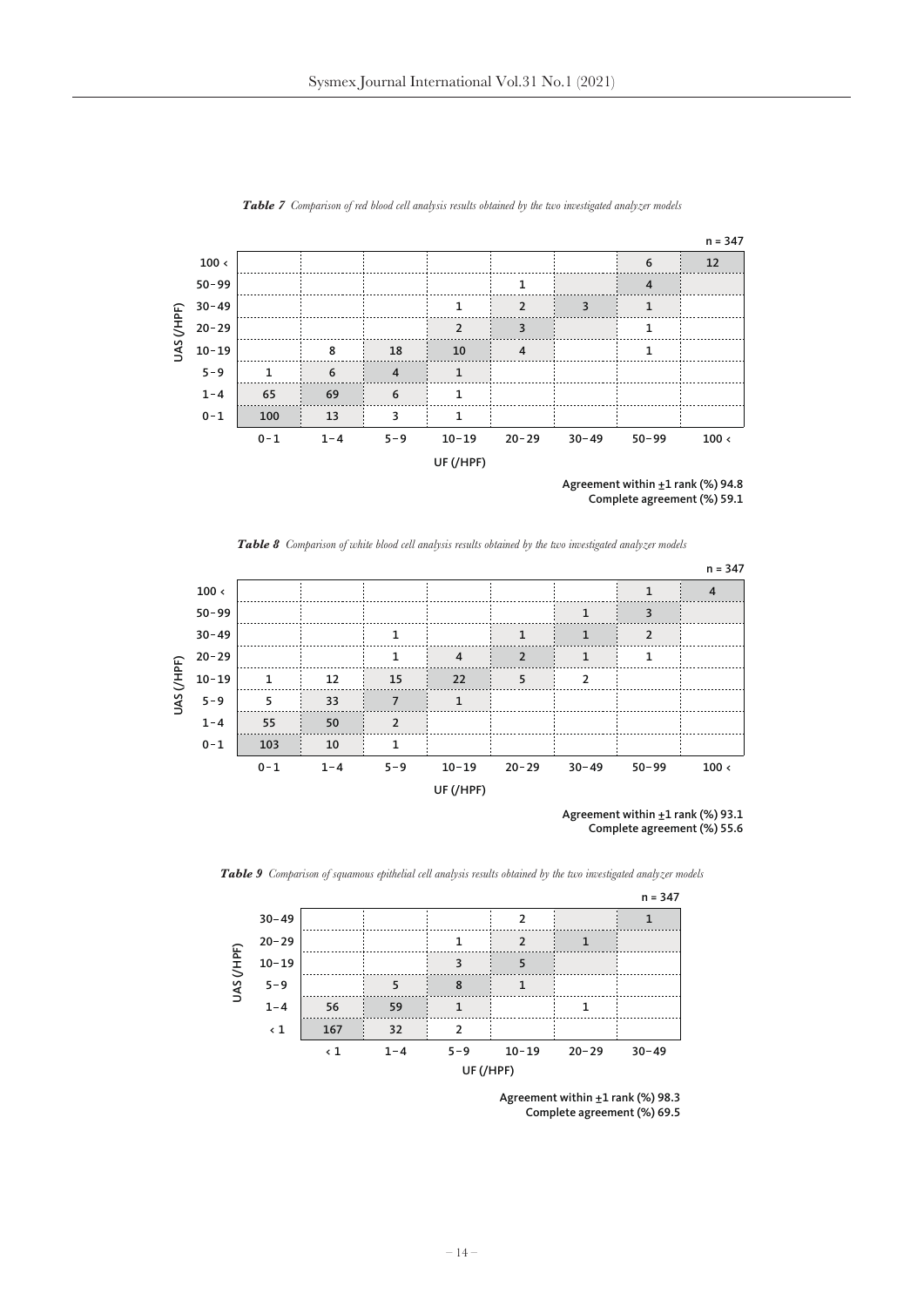*Table 7 Comparison of red blood cell analysis results obtained by the two investigated analyzer models*

n = 347

| UAS (/HPF) \ UF (/HPF) | 0–1 | 1–4 | 5–9 | 10–19 | 20–29 | 30–49 | 50–99 | 100 ‹ |
|---|---|---|---|---|---|---|---|---|
| 100 ‹ | | | | | | | 6 | 12 |
| 50–99 | | | | | 1 | | 4 | |
| 30–49 | | | | 1 | 2 | 3 | 1 | |
| 20–29 | | | | 2 | 3 | | 1 | |
| 10–19 | | 8 | 18 | 10 | 4 | | 1 | |
| 5–9 | 1 | 6 | 4 | 1 | | | | |
| 1–4 | 65 | 69 | 6 | 1 | | | | |
| 0–1 | 100 | 13 | 3 | 1 | | | | |

Agreement within ±1 rank (%) 94.8
Complete agreement (%) 59.1

*Table 8 Comparison of white blood cell analysis results obtained by the two investigated analyzer models*

n = 347

| UAS (/HPF) \ UF (/HPF) | 0–1 | 1–4 | 5–9 | 10–19 | 20–29 | 30–49 | 50–99 | 100 ‹ |
|---|---|---|---|---|---|---|---|---|
| 100 ‹ | | | | | | | 1 | 4 |
| 50–99 | | | | | | 1 | 3 | |
| 30–49 | | | 1 | | 1 | 1 | 2 | |
| 20–29 | | | 1 | 4 | 2 | 1 | 1 | |
| 10–19 | 1 | 12 | 15 | 22 | 5 | 2 | | |
| 5–9 | 5 | 33 | 7 | 1 | | | | |
| 1–4 | 55 | 50 | 2 | | | | | |
| 0–1 | 103 | 10 | 1 | | | | | |

Agreement within ±1 rank (%) 93.1
Complete agreement (%) 55.6

*Table 9 Comparison of squamous epithelial cell analysis results obtained by the two investigated analyzer models*

n = 347

| UAS (/HPF) \ UF (/HPF) | ‹ 1 | 1–4 | 5–9 | 10–19 | 20–29 | 30–49 |
|---|---|---|---|---|---|---|
| 30–49 | | | | 2 | | 1 |
| 20–29 | | | 1 | 2 | 1 | |
| 10–19 | | | 3 | 5 | | |
| 5–9 | | 5 | 8 | 1 | | |
| 1–4 | 56 | 59 | 1 | | 1 | |
| ‹ 1 | 167 | 32 | 2 | | | |

Agreement within ±1 rank (%) 98.3
Complete agreement (%) 69.5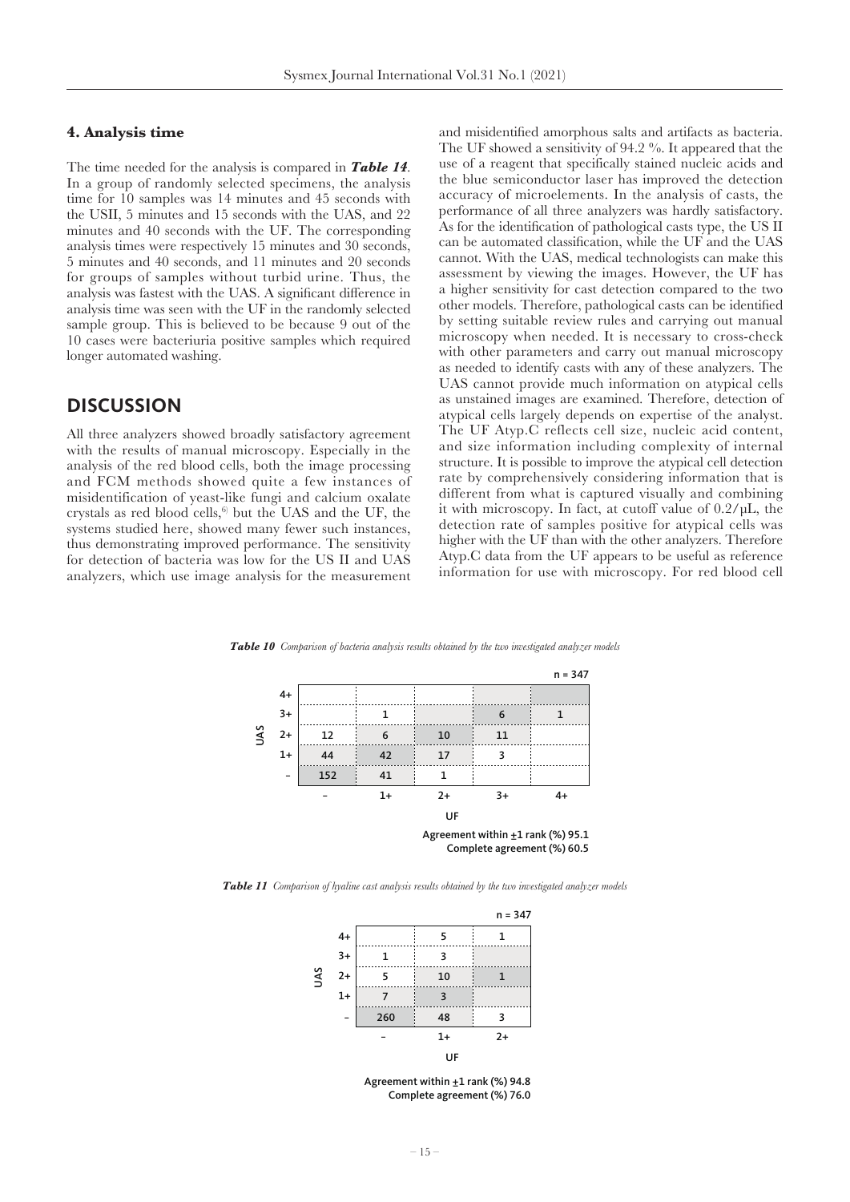### 4. Analysis time

The time needed for the analysis is compared in ***Table 14***. In a group of randomly selected specimens, the analysis time for 10 samples was 14 minutes and 45 seconds with the USII, 5 minutes and 15 seconds with the UAS, and 22 minutes and 40 seconds with the UF. The corresponding analysis times were respectively 15 minutes and 30 seconds, 5 minutes and 40 seconds, and 11 minutes and 20 seconds for groups of samples without turbid urine. Thus, the analysis was fastest with the UAS. A significant difference in analysis time was seen with the UF in the randomly selected sample group. This is believed to be because 9 out of the 10 cases were bacteriuria positive samples which required longer automated washing.

## DISCUSSION

All three analyzers showed broadly satisfactory agreement with the results of manual microscopy. Especially in the analysis of the red blood cells, both the image processing and FCM methods showed quite a few instances of misidentification of yeast-like fungi and calcium oxalate crystals as red blood cells,[6] but the UAS and the UF, the systems studied here, showed many fewer such instances, thus demonstrating improved performance. The sensitivity for detection of bacteria was low for the US II and UAS analyzers, which use image analysis for the measurement and misidentified amorphous salts and artifacts as bacteria. The UF showed a sensitivity of 94.2 %. It appeared that the use of a reagent that specifically stained nucleic acids and the blue semiconductor laser has improved the detection accuracy of microelements. In the analysis of casts, the performance of all three analyzers was hardly satisfactory. As for the identification of pathological casts type, the US II can be automated classification, while the UF and the UAS cannot. With the UAS, medical technologists can make this assessment by viewing the images. However, the UF has a higher sensitivity for cast detection compared to the two other models. Therefore, pathological casts can be identified by setting suitable review rules and carrying out manual microscopy when needed. It is necessary to cross-check with other parameters and carry out manual microscopy as needed to identify casts with any of these analyzers. The UAS cannot provide much information on atypical cells as unstained images are examined. Therefore, detection of atypical cells largely depends on expertise of the analyst. The UF Atyp.C reflects cell size, nucleic acid content, and size information including complexity of internal structure. It is possible to improve the atypical cell detection rate by comprehensively considering information that is different from what is captured visually and combining it with microscopy. In fact, at cutoff value of 0.2/µL, the detection rate of samples positive for atypical cells was higher with the UF than with the other analyzers. Therefore Atyp.C data from the UF appears to be useful as reference information for use with microscopy. For red blood cell

***Table 10*** *Comparison of bacteria analysis results obtained by the two investigated analyzer models*

n = 347

| UAS \ UF | – | 1+ | 2+ | 3+ | 4+ |
|---|---|---|---|---|---|
| 4+ | | | | | |
| 3+ | | 1 | | 6 | 1 |
| 2+ | 12 | 6 | 10 | 11 | |
| 1+ | 44 | 42 | 17 | 3 | |
| – | 152 | 41 | 1 | | |

Agreement within ±1 rank (%) 95.1
Complete agreement (%) 60.5

***Table 11*** *Comparison of hyaline cast analysis results obtained by the two investigated analyzer models*

n = 347

| UAS \ UF | – | 1+ | 2+ |
|---|---|---|---|
| 4+ | | 5 | 1 |
| 3+ | 1 | 3 | |
| 2+ | 5 | 10 | 1 |
| 1+ | 7 | 3 | |
| – | 260 | 48 | 3 |

Agreement within ±1 rank (%) 94.8
Complete agreement (%) 76.0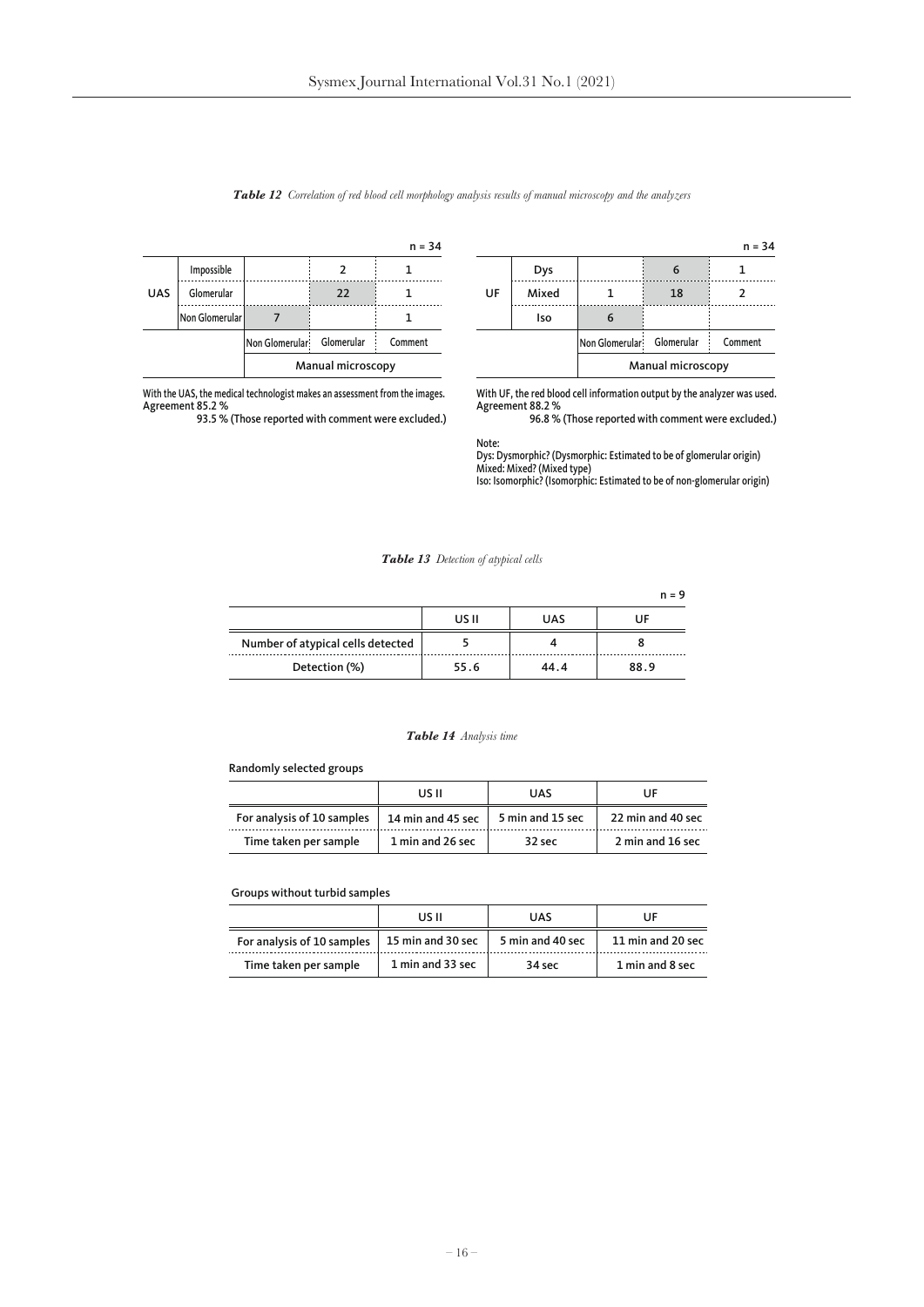***Table 12*** *Correlation of red blood cell morphology analysis results of manual microscopy and the analyzers*

n = 34

| | | | | |
|---|---|---|---|---|
| UAS | Impossible | | 2 | 1 |
| | Glomerular | | 22 | 1 |
| | Non Glomerular | 7 | | 1 |
| | | Non Glomerular | Glomerular | Comment |
| | | Manual microscopy | | |

With the UAS, the medical technologist makes an assessment from the images.
Agreement 85.2 %
93.5 % (Those reported with comment were excluded.)

n = 34

| | | | | |
|---|---|---|---|---|
| UF | Dys | | 6 | 1 |
| | Mixed | 1 | 18 | 2 |
| | Iso | 6 | | |
| | | Non Glomerular | Glomerular | Comment |
| | | Manual microscopy | | |

With UF, the red blood cell information output by the analyzer was used.
Agreement 88.2 %
96.8 % (Those reported with comment were excluded.)

Note:
Dys: Dysmorphic? (Dysmorphic: Estimated to be of glomerular origin)
Mixed: Mixed? (Mixed type)
Iso: Isomorphic? (Isomorphic: Estimated to be of non-glomerular origin)

***Table 13*** *Detection of atypical cells*

n = 9

| | US II | UAS | UF |
|---|---|---|---|
| Number of atypical cells detected | 5 | 4 | 8 |
| Detection (%) | 55.6 | 44.4 | 88.9 |

***Table 14*** *Analysis time*

Randomly selected groups

| | US II | UAS | UF |
|---|---|---|---|
| For analysis of 10 samples | 14 min and 45 sec | 5 min and 15 sec | 22 min and 40 sec |
| Time taken per sample | 1 min and 26 sec | 32 sec | 2 min and 16 sec |

Groups without turbid samples

| | US II | UAS | UF |
|---|---|---|---|
| For analysis of 10 samples | 15 min and 30 sec | 5 min and 40 sec | 11 min and 20 sec |
| Time taken per sample | 1 min and 33 sec | 34 sec | 1 min and 8 sec |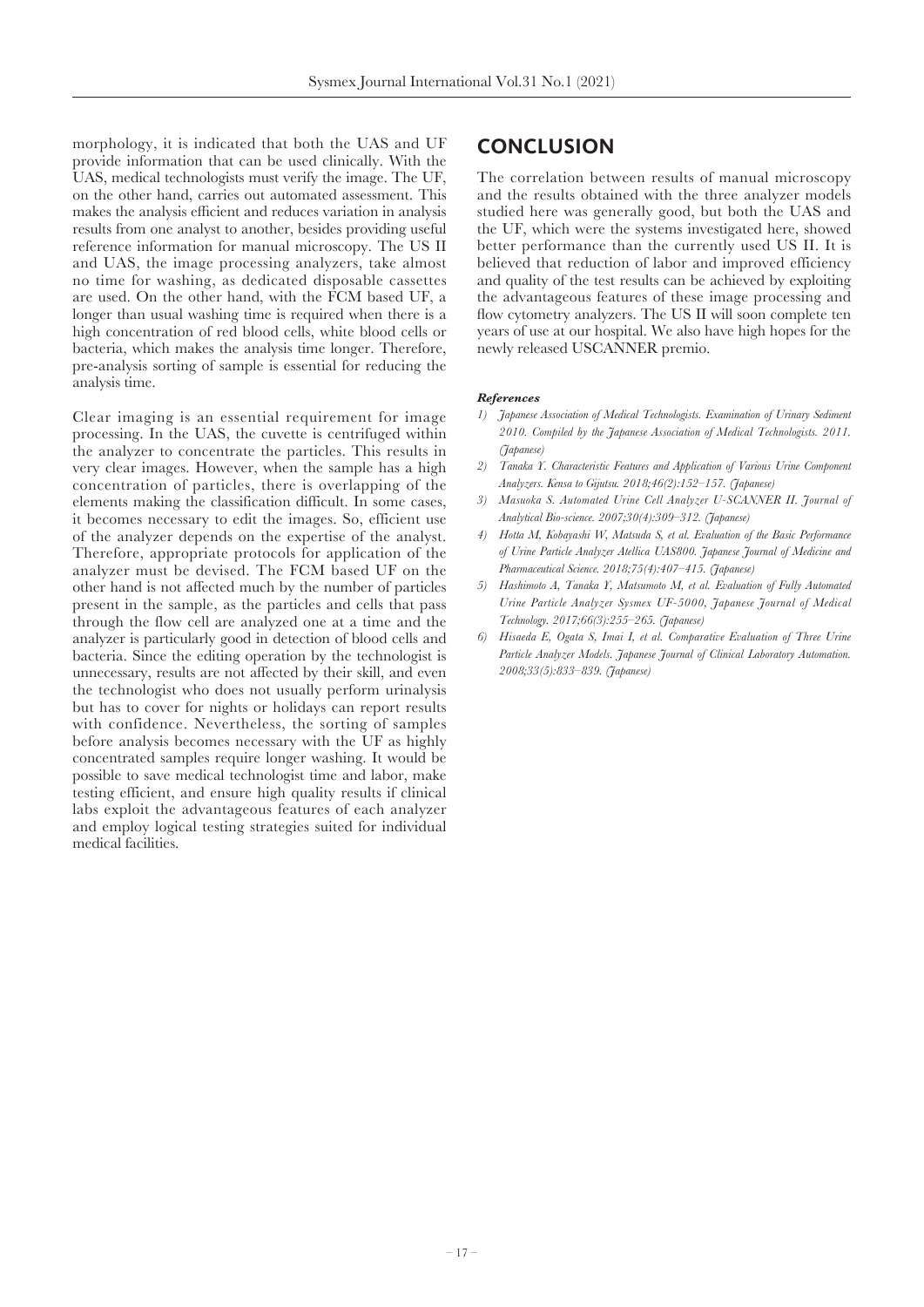morphology, it is indicated that both the UAS and UF provide information that can be used clinically. With the UAS, medical technologists must verify the image. The UF, on the other hand, carries out automated assessment. This makes the analysis efficient and reduces variation in analysis results from one analyst to another, besides providing useful reference information for manual microscopy. The US II and UAS, the image processing analyzers, take almost no time for washing, as dedicated disposable cassettes are used. On the other hand, with the FCM based UF, a longer than usual washing time is required when there is a high concentration of red blood cells, white blood cells or bacteria, which makes the analysis time longer. Therefore, pre-analysis sorting of sample is essential for reducing the analysis time.

Clear imaging is an essential requirement for image processing. In the UAS, the cuvette is centrifuged within the analyzer to concentrate the particles. This results in very clear images. However, when the sample has a high concentration of particles, there is overlapping of the elements making the classification difficult. In some cases, it becomes necessary to edit the images. So, efficient use of the analyzer depends on the expertise of the analyst. Therefore, appropriate protocols for application of the analyzer must be devised. The FCM based UF on the other hand is not affected much by the number of particles present in the sample, as the particles and cells that pass through the flow cell are analyzed one at a time and the analyzer is particularly good in detection of blood cells and bacteria. Since the editing operation by the technologist is unnecessary, results are not affected by their skill, and even the technologist who does not usually perform urinalysis but has to cover for nights or holidays can report results with confidence. Nevertheless, the sorting of samples before analysis becomes necessary with the UF as highly concentrated samples require longer washing. It would be possible to save medical technologist time and labor, make testing efficient, and ensure high quality results if clinical labs exploit the advantageous features of each analyzer and employ logical testing strategies suited for individual medical facilities.

## CONCLUSION

The correlation between results of manual microscopy and the results obtained with the three analyzer models studied here was generally good, but both the UAS and the UF, which were the systems investigated here, showed better performance than the currently used US II. It is believed that reduction of labor and improved efficiency and quality of the test results can be achieved by exploiting the advantageous features of these image processing and flow cytometry analyzers. The US II will soon complete ten years of use at our hospital. We also have high hopes for the newly released USCANNER premio.

***References***

1) *Japanese Association of Medical Technologists. Examination of Urinary Sediment 2010. Compiled by the Japanese Association of Medical Technologists. 2011. (Japanese)*
2) *Tanaka Y. Characteristic Features and Application of Various Urine Component Analyzers. Kensa to Gijutsu. 2018;46(2):152–157. (Japanese)*
3) *Masuoka S. Automated Urine Cell Analyzer U-SCANNER II. Journal of Analytical Bio-science. 2007;30(4):309–312. (Japanese)*
4) *Hotta M, Kobayashi W, Matsuda S, et al. Evaluation of the Basic Performance of Urine Particle Analyzer Atellica UAS800. Japanese Journal of Medicine and Pharmaceutical Science. 2018;75(4):407–415. (Japanese)*
5) *Hashimoto A, Tanaka Y, Matsumoto M, et al. Evaluation of Fully Automated Urine Particle Analyzer Sysmex UF-5000, Japanese Journal of Medical Technology. 2017;66(3):255–265. (Japanese)*
6) *Hisaeda E, Ogata S, Imai I, et al. Comparative Evaluation of Three Urine Particle Analyzer Models. Japanese Journal of Clinical Laboratory Automation. 2008;33(5):833–839. (Japanese)*